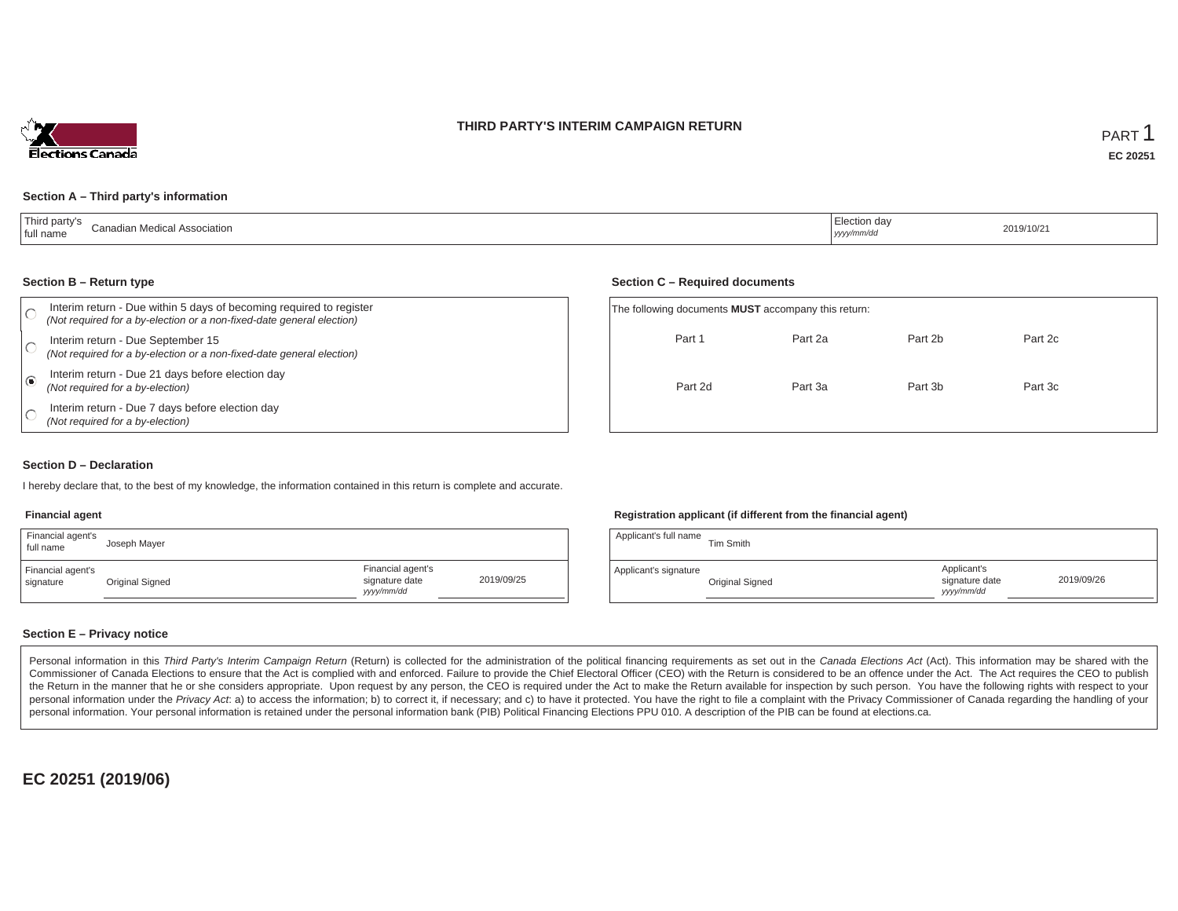# THIRD PARTY'S INTERIM CAMPAIGN RETURN

PART 1

**EC 20251**

## Section A – Third party's information

| Third party's full name | Canadian Medical Association | Election day *yyyy/mm/dd* | 2019/10/21 |
|---|---|---|---|

## Section B – Return type

- ○ Interim return - Due within 5 days of becoming required to register *(Not required for a by-election or a non-fixed-date general election)*
- ○ Interim return - Due September 15 *(Not required for a by-election or a non-fixed-date general election)*
- ◉ Interim return - Due 21 days before election day *(Not required for a by-election)*
- ○ Interim return - Due 7 days before election day *(Not required for a by-election)*

## Section C – Required documents

The following documents **MUST** accompany this return:

| | | | |
|---|---|---|---|
| Part 1 | Part 2a | Part 2b | Part 2c |
| Part 2d | Part 3a | Part 3b | Part 3c |

## Section D – Declaration

I hereby declare that, to the best of my knowledge, the information contained in this return is complete and accurate.

**Financial agent**

| Financial agent's full name | Joseph Mayer | | |
|---|---|---|---|
| Financial agent's signature | Original Signed | Financial agent's signature date *yyyy/mm/dd* | 2019/09/25 |

**Registration applicant (if different from the financial agent)**

| Applicant's full name | Tim Smith | | |
|---|---|---|---|
| Applicant's signature | Original Signed | Applicant's signature date *yyyy/mm/dd* | 2019/09/26 |

## Section E – Privacy notice

Personal information in this *Third Party's Interim Campaign Return* (Return) is collected for the administration of the political financing requirements as set out in the *Canada Elections Act* (Act). This information may be shared with the Commissioner of Canada Elections to ensure that the Act is complied with and enforced. Failure to provide the Chief Electoral Officer (CEO) with the Return is considered to be an offence under the Act. The Act requires the CEO to publish the Return in the manner that he or she considers appropriate. Upon request by any person, the CEO is required under the Act to make the Return available for inspection by such person. You have the following rights with respect to your personal information under the *Privacy Act*: a) to access the information; b) to correct it, if necessary; and c) to have it protected. You have the right to file a complaint with the Privacy Commissioner of Canada regarding the handling of your personal information. Your personal information is retained under the personal information bank (PIB) Political Financing Elections PPU 010. A description of the PIB can be found at elections.ca.

**EC 20251 (2019/06)**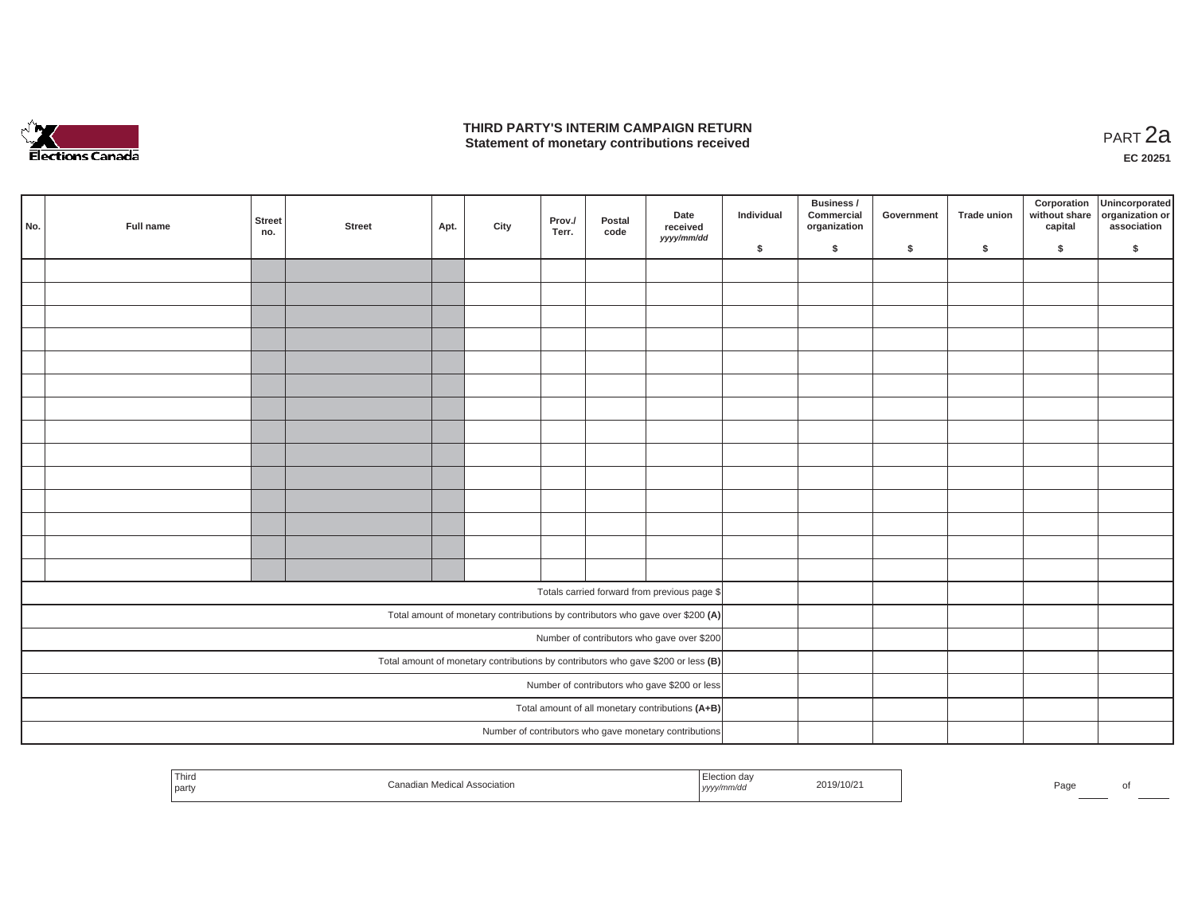# THIRD PARTY'S INTERIM CAMPAIGN RETURN
## Statement of monetary contributions received

PART 2a

**EC 20251**

| No. | Full name | Street no. | Street | Apt. | City | Prov./ Terr. | Postal code | Date received *yyyy/mm/dd* | Individual $ | Business / Commercial organization $ | Government $ | Trade union $ | Corporation without share capital $ | Unincorporated organization or association $ |
|---|---|---|---|---|---|---|---|---|---|---|---|---|---|---|
| | | | | | | | | | | | | | | |
| | | | | | | | | | | | | | | |
| | | | | | | | | | | | | | | |
| | | | | | | | | | | | | | | |
| | | | | | | | | | | | | | | |
| | | | | | | | | | | | | | | |
| | | | | | | | | | | | | | | |
| | | | | | | | | | | | | | | |
| | | | | | | | | | | | | | | |
| | | | | | | | | | | | | | | |
| | | | | | | | | | | | | | | |
| | | | | | | | | | | | | | | |
| | | | | | | | | | | | | | | |
| | | | | | | | | | | | | | | |
| Totals carried forward from previous page $ | | | | | | | | | | | | | | |
| Total amount of monetary contributions by contributors who gave over $200 **(A)** | | | | | | | | | | | | | | |
| Number of contributors who gave over $200 | | | | | | | | | | | | | | |
| Total amount of monetary contributions by contributors who gave $200 or less **(B)** | | | | | | | | | | | | | | |
| Number of contributors who gave $200 or less | | | | | | | | | | | | | | |
| Total amount of all monetary contributions **(A+B)** | | | | | | | | | | | | | | |
| Number of contributors who gave monetary contributions | | | | | | | | | | | | | | |

| Third party | Canadian Medical Association | Election day *yyyy/mm/dd* | 2019/10/21 |
|---|---|---|---|

Page ____ of ____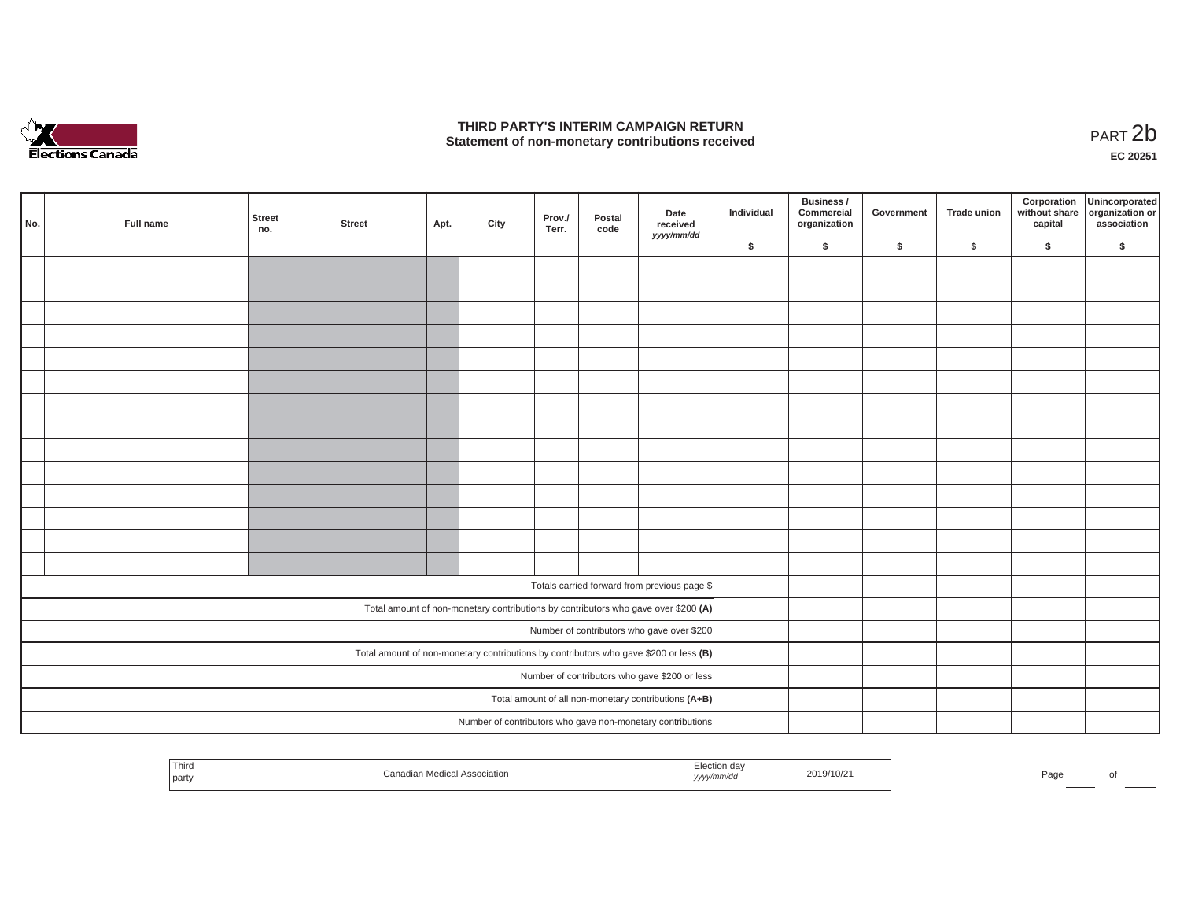# THIRD PARTY'S INTERIM CAMPAIGN RETURN
## Statement of non-monetary contributions received

PART 2b

**EC 20251**

| No. | Full name | Street no. | Street | Apt. | City | Prov./ Terr. | Postal code | Date received *yyyy/mm/dd* | Individual $ | Business / Commercial organization $ | Government $ | Trade union $ | Corporation without share capital $ | Unincorporated organization or association $ |
|---|---|---|---|---|---|---|---|---|---|---|---|---|---|---|
| | | | | | | | | | | | | | | |
| | | | | | | | | | | | | | | |
| | | | | | | | | | | | | | | |
| | | | | | | | | | | | | | | |
| | | | | | | | | | | | | | | |
| | | | | | | | | | | | | | | |
| | | | | | | | | | | | | | | |
| | | | | | | | | | | | | | | |
| | | | | | | | | | | | | | | |
| | | | | | | | | | | | | | | |
| | | | | | | | | | | | | | | |
| | | | | | | | | | | | | | | |
| | | | | | | | | | | | | | | |
| | | | | | | | | | | | | | | |
| Totals carried forward from previous page $ | | | | | | | | | | | | | | |
| Total amount of non-monetary contributions by contributors who gave over $200 **(A)** | | | | | | | | | | | | | | |
| Number of contributors who gave over $200 | | | | | | | | | | | | | | |
| Total amount of non-monetary contributions by contributors who gave $200 or less **(B)** | | | | | | | | | | | | | | |
| Number of contributors who gave $200 or less | | | | | | | | | | | | | | |
| Total amount of all non-monetary contributions **(A+B)** | | | | | | | | | | | | | | |
| Number of contributors who gave non-monetary contributions | | | | | | | | | | | | | | |

| Third party | Canadian Medical Association | Election day *yyyy/mm/dd* | 2019/10/21 |
|---|---|---|---|

Page ____ of ____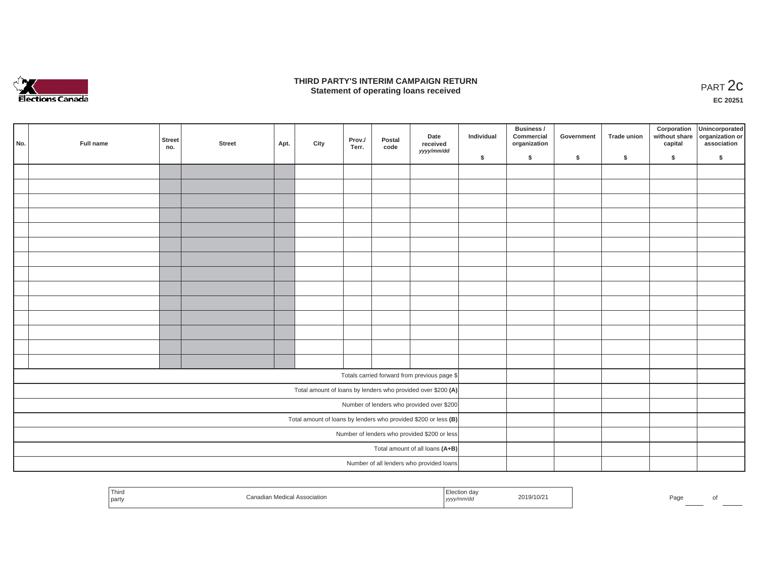# THIRD PARTY'S INTERIM CAMPAIGN RETURN
## Statement of operating loans received

PART 2c

EC 20251

| No. | Full name | Street no. | Street | Apt. | City | Prov./ Terr. | Postal code | Date received yyyy/mm/dd | Individual $ | Business / Commercial organization $ | Government $ | Trade union $ | Corporation without share capital $ | Unincorporated organization or association $ |
|---|---|---|---|---|---|---|---|---|---|---|---|---|---|---|
| | | | | | | | | | | | | | | |
| | | | | | | | | | | | | | | |
| | | | | | | | | | | | | | | |
| | | | | | | | | | | | | | | |
| | | | | | | | | | | | | | | |
| | | | | | | | | | | | | | | |
| | | | | | | | | | | | | | | |
| | | | | | | | | | | | | | | |
| | | | | | | | | | | | | | | |
| | | | | | | | | | | | | | | |
| | | | | | | | | | | | | | | |
| | | | | | | | | | | | | | | |
| | | | | | | | | | | | | | | |
| | | | | | | | | | | | | | | |
| Totals carried forward from previous page $ | | | | | | | | | | | | | | |
| Total amount of loans by lenders who provided over $200 **(A)** | | | | | | | | | | | | | | |
| Number of lenders who provided over $200 | | | | | | | | | | | | | | |
| Total amount of loans by lenders who provided $200 or less **(B)** | | | | | | | | | | | | | | |
| Number of lenders who provided $200 or less | | | | | | | | | | | | | | |
| Total amount of all loans **(A+B)** | | | | | | | | | | | | | | |
| Number of all lenders who provided loans | | | | | | | | | | | | | | |

| Third party | Canadian Medical Association | Election day yyyy/mm/dd | 2019/10/21 |
|---|---|---|---|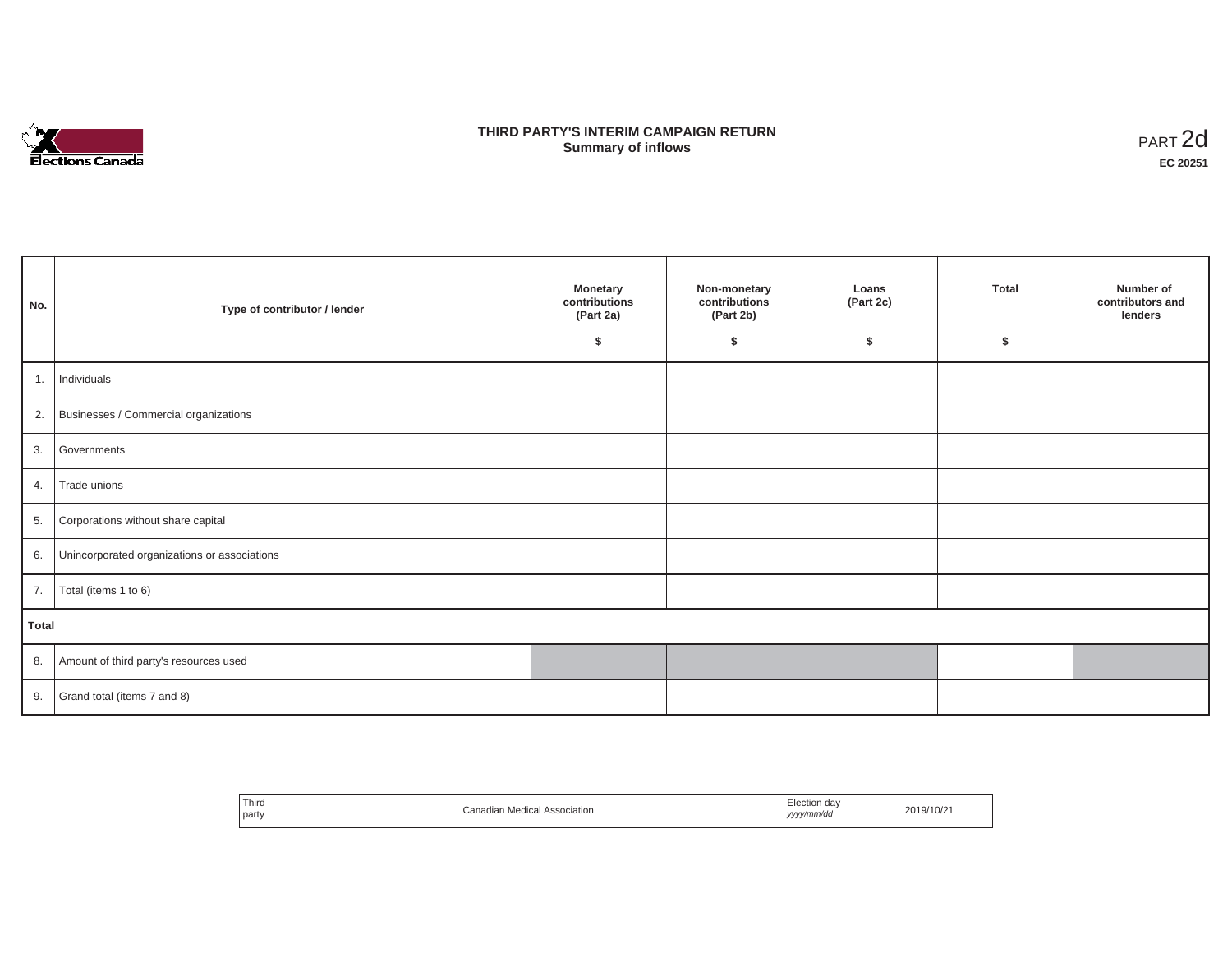# THIRD PARTY'S INTERIM CAMPAIGN RETURN
## Summary of inflows

PART 2d

**EC 20251**

| No. | Type of contributor / lender | Monetary contributions (Part 2a) $ | Non-monetary contributions (Part 2b) $ | Loans (Part 2c) $ | Total $ | Number of contributors and lenders |
|---|---|---|---|---|---|---|
| 1. | Individuals | | | | | |
| 2. | Businesses / Commercial organizations | | | | | |
| 3. | Governments | | | | | |
| 4. | Trade unions | | | | | |
| 5. | Corporations without share capital | | | | | |
| 6. | Unincorporated organizations or associations | | | | | |
| 7. | Total (items 1 to 6) | | | | | |
| **Total** | | | | | | |
| 8. | Amount of third party's resources used | | | | | |
| 9. | Grand total (items 7 and 8) | | | | | |

| Third party | Canadian Medical Association | Election day *yyyy/mm/dd* | 2019/10/21 |
|---|---|---|---|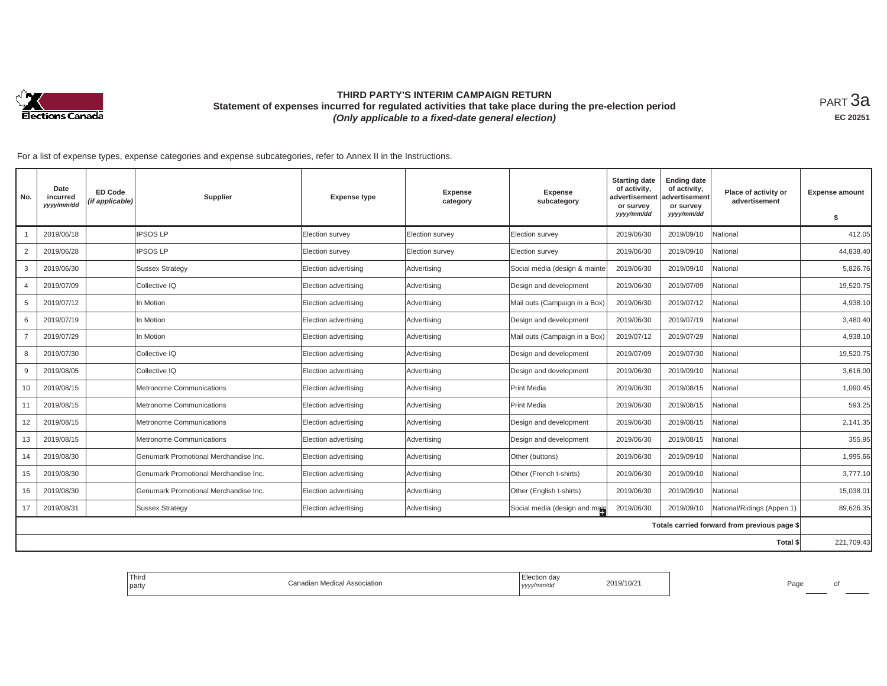# THIRD PARTY'S INTERIM CAMPAIGN RETURN

## Statement of expenses incurred for regulated activities that take place during the pre-election period

***(Only applicable to a fixed-date general election)***

PART 3a

**EC 20251**

For a list of expense types, expense categories and expense subcategories, refer to Annex II in the Instructions.

| No. | Date incurred *yyyy/mm/dd* | ED Code *(if applicable)* | Supplier | Expense type | Expense category | Expense subcategory | Starting date of activity, advertisement or survey *yyyy/mm/dd* | Ending date of activity, advertisement or survey *yyyy/mm/dd* | Place of activity or advertisement | Expense amount $ |
|---|---|---|---|---|---|---|---|---|---|---|
| 1 | 2019/06/18 | | IPSOS LP | Election survey | Election survey | Election survey | 2019/06/30 | 2019/09/10 | National | 412.05 |
| 2 | 2019/06/28 | | IPSOS LP | Election survey | Election survey | Election survey | 2019/06/30 | 2019/09/10 | National | 44,838.40 |
| 3 | 2019/06/30 | | Sussex Strategy | Election advertising | Advertising | Social media (design & mainte | 2019/06/30 | 2019/09/10 | National | 5,826.76 |
| 4 | 2019/07/09 | | Collective IQ | Election advertising | Advertising | Design and development | 2019/06/30 | 2019/07/09 | National | 19,520.75 |
| 5 | 2019/07/12 | | In Motion | Election advertising | Advertising | Mail outs (Campaign in a Box) | 2019/06/30 | 2019/07/12 | National | 4,938.10 |
| 6 | 2019/07/19 | | In Motion | Election advertising | Advertising | Design and development | 2019/06/30 | 2019/07/19 | National | 3,480.40 |
| 7 | 2019/07/29 | | In Motion | Election advertising | Advertising | Mail outs (Campaign in a Box) | 2019/07/12 | 2019/07/29 | National | 4,938.10 |
| 8 | 2019/07/30 | | Collective IQ | Election advertising | Advertising | Design and development | 2019/07/09 | 2019/07/30 | National | 19,520.75 |
| 9 | 2019/08/05 | | Collective IQ | Election advertising | Advertising | Design and development | 2019/06/30 | 2019/09/10 | National | 3,616.00 |
| 10 | 2019/08/15 | | Metronome Communications | Election advertising | Advertising | Print Media | 2019/06/30 | 2019/08/15 | National | 1,090.45 |
| 11 | 2019/08/15 | | Metronome Communications | Election advertising | Advertising | Print Media | 2019/06/30 | 2019/08/15 | National | 593.25 |
| 12 | 2019/08/15 | | Metronome Communications | Election advertising | Advertising | Design and development | 2019/06/30 | 2019/08/15 | National | 2,141.35 |
| 13 | 2019/08/15 | | Metronome Communications | Election advertising | Advertising | Design and development | 2019/06/30 | 2019/08/15 | National | 355.95 |
| 14 | 2019/08/30 | | Genumark Promotional Merchandise Inc. | Election advertising | Advertising | Other (buttons) | 2019/06/30 | 2019/09/10 | National | 1,995.66 |
| 15 | 2019/08/30 | | Genumark Promotional Merchandise Inc. | Election advertising | Advertising | Other (French t-shirts) | 2019/06/30 | 2019/09/10 | National | 3,777.10 |
| 16 | 2019/08/30 | | Genumark Promotional Merchandise Inc. | Election advertising | Advertising | Other (English t-shirts) | 2019/06/30 | 2019/09/10 | National | 15,038.01 |
| 17 | 2019/08/31 | | Sussex Strategy | Election advertising | Advertising | Social media (design and main | 2019/06/30 | 2019/09/10 | National/Ridings (Appen 1) | 89,626.35 |
| | | | | | | | | | Totals carried forward from previous page $ | |
| | | | | | | | | | Total $ | 221,709.43 |

| Third party | Canadian Medical Association | Election day *yyyy/mm/dd* | 2019/10/21 |
|---|---|---|---|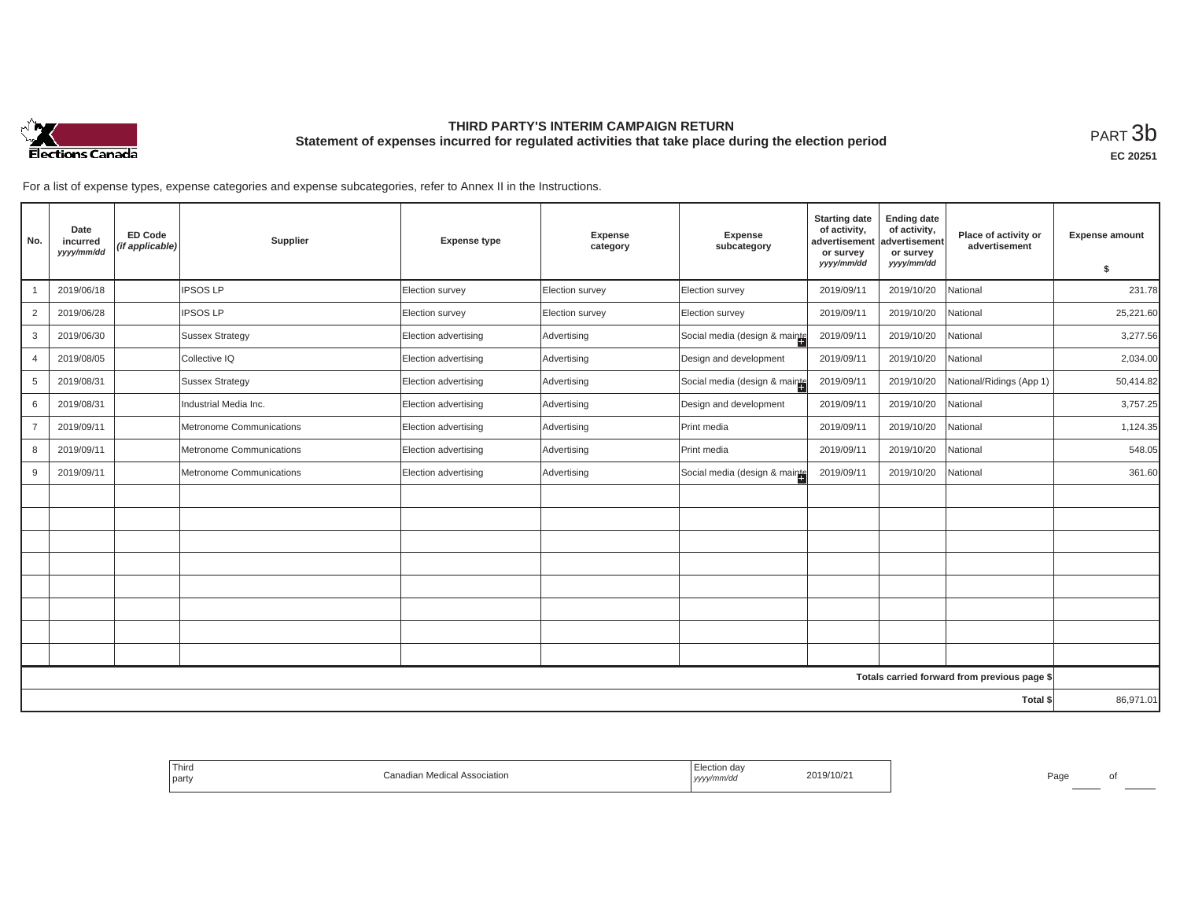# THIRD PARTY'S INTERIM CAMPAIGN RETURN

## Statement of expenses incurred for regulated activities that take place during the election period

PART 3b

EC 20251

For a list of expense types, expense categories and expense subcategories, refer to Annex II in the Instructions.

| No. | Date incurred *yyyy/mm/dd* | ED Code *(if applicable)* | Supplier | Expense type | Expense category | Expense subcategory | Starting date of activity, advertisement or survey *yyyy/mm/dd* | Ending date of activity, advertisement or survey *yyyy/mm/dd* | Place of activity or advertisement | Expense amount $ |
|---|---|---|---|---|---|---|---|---|---|---|
| 1 | 2019/06/18 | | IPSOS LP | Election survey | Election survey | Election survey | 2019/09/11 | 2019/10/20 | National | 231.78 |
| 2 | 2019/06/28 | | IPSOS LP | Election survey | Election survey | Election survey | 2019/09/11 | 2019/10/20 | National | 25,221.60 |
| 3 | 2019/06/30 | | Sussex Strategy | Election advertising | Advertising | Social media (design & mainte | 2019/09/11 | 2019/10/20 | National | 3,277.56 |
| 4 | 2019/08/05 | | Collective IQ | Election advertising | Advertising | Design and development | 2019/09/11 | 2019/10/20 | National | 2,034.00 |
| 5 | 2019/08/31 | | Sussex Strategy | Election advertising | Advertising | Social media (design & mainte | 2019/09/11 | 2019/10/20 | National/Ridings (App 1) | 50,414.82 |
| 6 | 2019/08/31 | | Industrial Media Inc. | Election advertising | Advertising | Design and development | 2019/09/11 | 2019/10/20 | National | 3,757.25 |
| 7 | 2019/09/11 | | Metronome Communications | Election advertising | Advertising | Print media | 2019/09/11 | 2019/10/20 | National | 1,124.35 |
| 8 | 2019/09/11 | | Metronome Communications | Election advertising | Advertising | Print media | 2019/09/11 | 2019/10/20 | National | 548.05 |
| 9 | 2019/09/11 | | Metronome Communications | Election advertising | Advertising | Social media (design & mainte | 2019/09/11 | 2019/10/20 | National | 361.60 |
| | | | | | | | | | **Totals carried forward from previous page $** | |
| | | | | | | | | | **Total $** | 86,971.01 |

Third party: Canadian Medical Association

Election day *yyyy/mm/dd*: 2019/10/21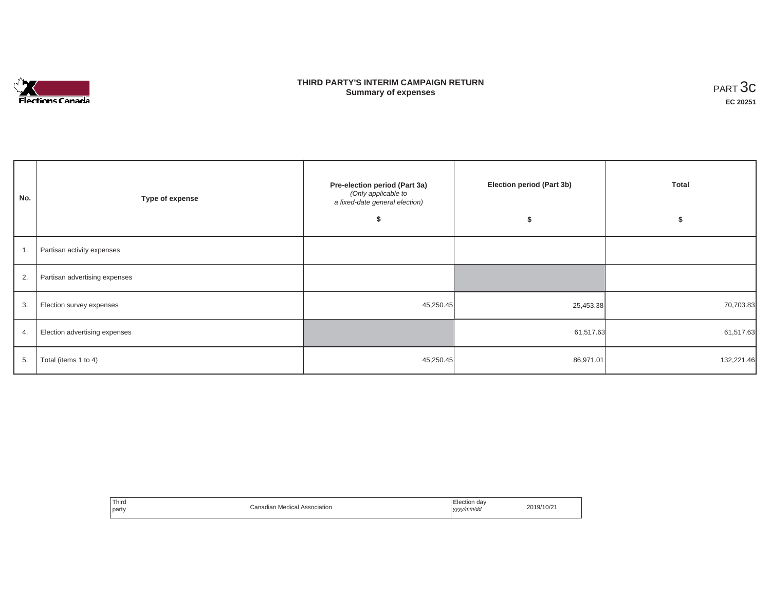# THIRD PARTY'S INTERIM CAMPAIGN RETURN

## Summary of expenses

PART 3c

**EC 20251**

| No. | Type of expense | Pre-election period (Part 3a) *(Only applicable to a fixed-date general election)* $ | Election period (Part 3b) $ | Total $ |
|---|---|---|---|---|
| 1. | Partisan activity expenses | | | |
| 2. | Partisan advertising expenses | | | |
| 3. | Election survey expenses | 45,250.45 | 25,453.38 | 70,703.83 |
| 4. | Election advertising expenses | | 61,517.63 | 61,517.63 |
| 5. | Total (items 1 to 4) | 45,250.45 | 86,971.01 | 132,221.46 |

| Third party | Canadian Medical Association | Election day *yyyy/mm/dd* | 2019/10/21 |
|---|---|---|---|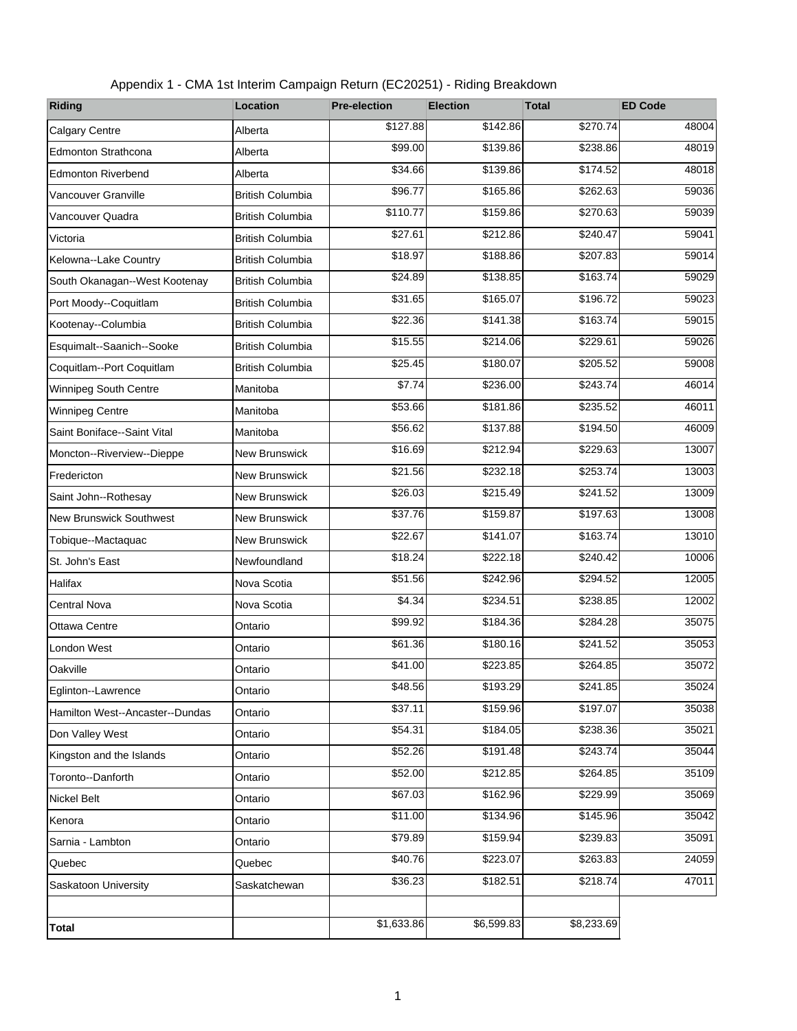Appendix 1 - CMA 1st Interim Campaign Return (EC20251) - Riding Breakdown

| Riding | Location | Pre-election | Election | Total | ED Code |
|---|---|---|---|---|---|
| Calgary Centre | Alberta | $127.88 | $142.86 | $270.74 | 48004 |
| Edmonton Strathcona | Alberta | $99.00 | $139.86 | $238.86 | 48019 |
| Edmonton Riverbend | Alberta | $34.66 | $139.86 | $174.52 | 48018 |
| Vancouver Granville | British Columbia | $96.77 | $165.86 | $262.63 | 59036 |
| Vancouver Quadra | British Columbia | $110.77 | $159.86 | $270.63 | 59039 |
| Victoria | British Columbia | $27.61 | $212.86 | $240.47 | 59041 |
| Kelowna--Lake Country | British Columbia | $18.97 | $188.86 | $207.83 | 59014 |
| South Okanagan--West Kootenay | British Columbia | $24.89 | $138.85 | $163.74 | 59029 |
| Port Moody--Coquitlam | British Columbia | $31.65 | $165.07 | $196.72 | 59023 |
| Kootenay--Columbia | British Columbia | $22.36 | $141.38 | $163.74 | 59015 |
| Esquimalt--Saanich--Sooke | British Columbia | $15.55 | $214.06 | $229.61 | 59026 |
| Coquitlam--Port Coquitlam | British Columbia | $25.45 | $180.07 | $205.52 | 59008 |
| Winnipeg South Centre | Manitoba | $7.74 | $236.00 | $243.74 | 46014 |
| Winnipeg Centre | Manitoba | $53.66 | $181.86 | $235.52 | 46011 |
| Saint Boniface--Saint Vital | Manitoba | $56.62 | $137.88 | $194.50 | 46009 |
| Moncton--Riverview--Dieppe | New Brunswick | $16.69 | $212.94 | $229.63 | 13007 |
| Fredericton | New Brunswick | $21.56 | $232.18 | $253.74 | 13003 |
| Saint John--Rothesay | New Brunswick | $26.03 | $215.49 | $241.52 | 13009 |
| New Brunswick Southwest | New Brunswick | $37.76 | $159.87 | $197.63 | 13008 |
| Tobique--Mactaquac | New Brunswick | $22.67 | $141.07 | $163.74 | 13010 |
| St. John's East | Newfoundland | $18.24 | $222.18 | $240.42 | 10006 |
| Halifax | Nova Scotia | $51.56 | $242.96 | $294.52 | 12005 |
| Central Nova | Nova Scotia | $4.34 | $234.51 | $238.85 | 12002 |
| Ottawa Centre | Ontario | $99.92 | $184.36 | $284.28 | 35075 |
| London West | Ontario | $61.36 | $180.16 | $241.52 | 35053 |
| Oakville | Ontario | $41.00 | $223.85 | $264.85 | 35072 |
| Eglinton--Lawrence | Ontario | $48.56 | $193.29 | $241.85 | 35024 |
| Hamilton West--Ancaster--Dundas | Ontario | $37.11 | $159.96 | $197.07 | 35038 |
| Don Valley West | Ontario | $54.31 | $184.05 | $238.36 | 35021 |
| Kingston and the Islands | Ontario | $52.26 | $191.48 | $243.74 | 35044 |
| Toronto--Danforth | Ontario | $52.00 | $212.85 | $264.85 | 35109 |
| Nickel Belt | Ontario | $67.03 | $162.96 | $229.99 | 35069 |
| Kenora | Ontario | $11.00 | $134.96 | $145.96 | 35042 |
| Sarnia - Lambton | Ontario | $79.89 | $159.94 | $239.83 | 35091 |
| Quebec | Quebec | $40.76 | $223.07 | $263.83 | 24059 |
| Saskatoon University | Saskatchewan | $36.23 | $182.51 | $218.74 | 47011 |
| | | | | | |
| **Total** | | $1,633.86 | $6,599.83 | $8,233.69 | |